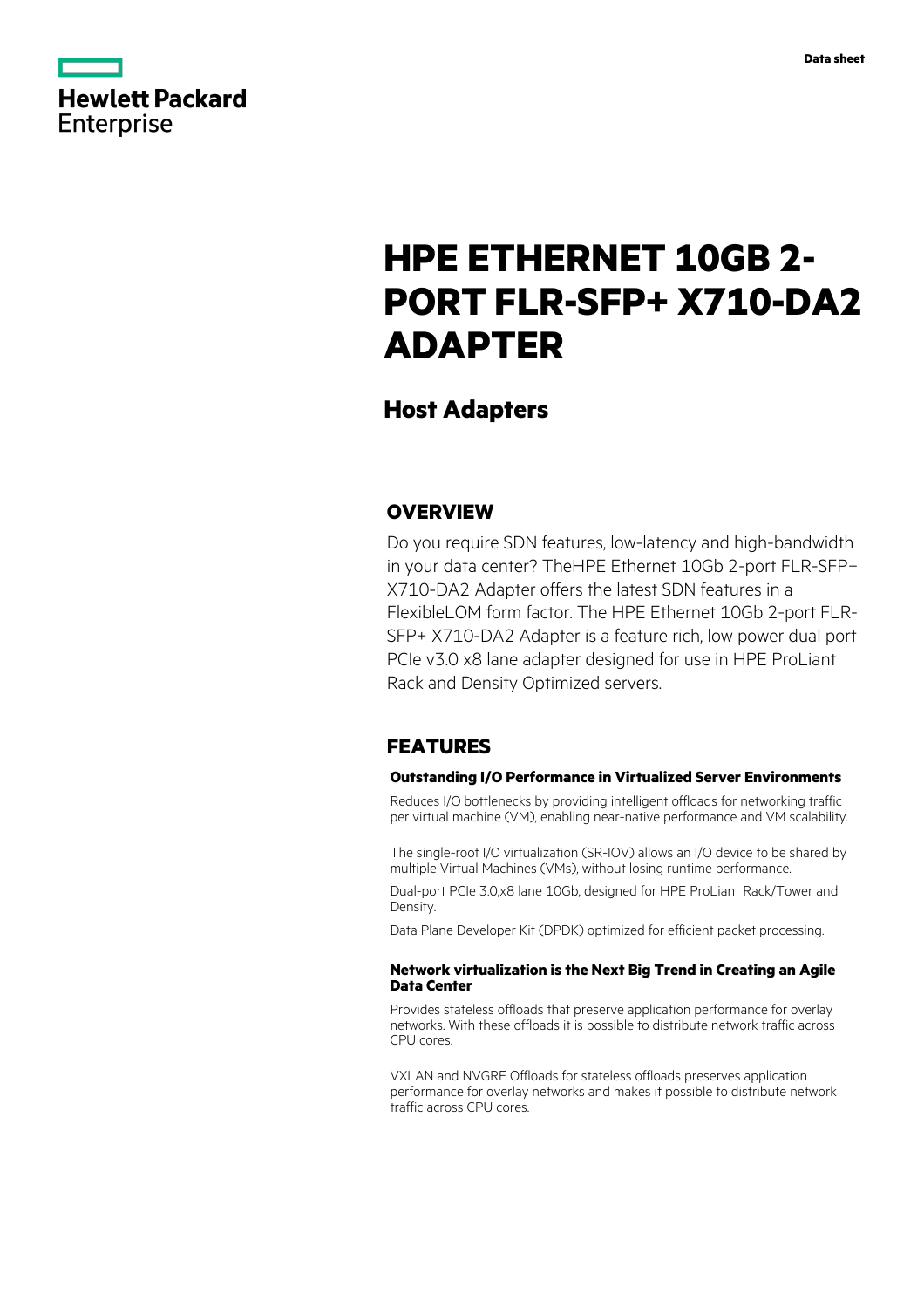# HPE ETHERNET 10GB 2-PORT FLR-SFP+ X710-DA2 ADAPTER

## Host Adapters

## OVERVIEW

Do you require SDN features, low-latency and high-bandwidth in your data center? TheHPE Ethernet 10Gb 2-port FLR-SFP+ X710-DA2 Adapter offers the latest SDN features in a FlexibleLOM form factor. The HPE Ethernet 10Gb 2-port FLR-SFP+ X710-DA2 Adapter is a feature rich, low power dual port PCIe v3.0 x8 lane adapter designed for use in HPE ProLiant Rack and Density Optimized servers.

## FEATURES

### Outstanding I/O Performance in Virtualized Server Environments

Reduces I/O bottlenecks by providing intelligent offloads for networking traffic per virtual machine (VM), enabling near-native performance and VM scalability.

The single-root I/O virtualization (SR-IOV) allows an I/O device to be shared by multiple Virtual Machines (VMs), without losing runtime performance.

Dual-port PCIe 3.0,x8 lane 10Gb, designed for HPE ProLiant Rack/Tower and Density.

Data Plane Developer Kit (DPDK) optimized for efficient packet processing.

### Network virtualization is the Next Big Trend in Creating an Agile Data Center

Provides stateless offloads that preserve application performance for overlay networks. With these offloads it is possible to distribute network traffic across CPU cores.

VXLAN and NVGRE Offloads for stateless offloads preserves application performance for overlay networks and makes it possible to distribute network traffic across CPU cores.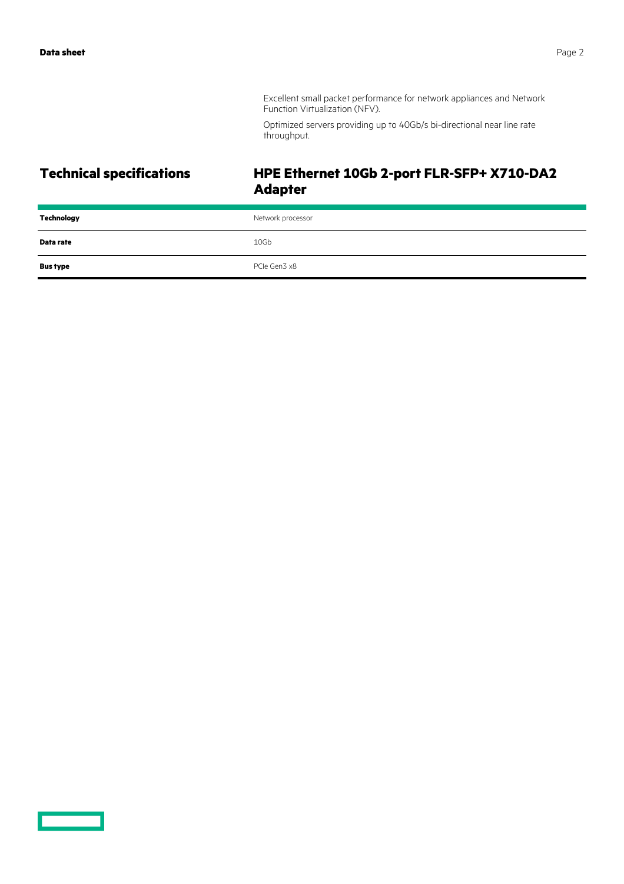Excellent small packet performance for network appliances and Network Function Virtualization (NFV).

Optimized servers providing up to 40Gb/s bi-directional near line rate throughput.

## Technical specifications

### HPE Ethernet 10Gb 2-port FLR-SFP+ X710-DA2 Adapter

| | |
|---|---|
| **Technology** | Network processor |
| **Data rate** | 10Gb |
| **Bus type** | PCIe Gen3 x8 |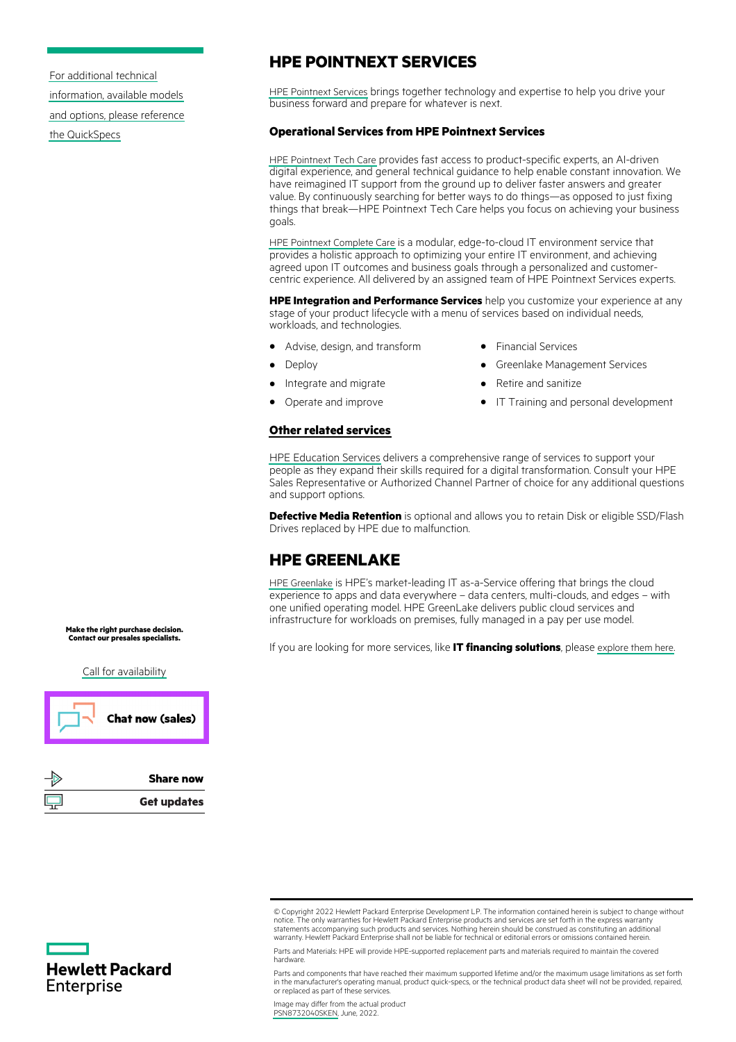For additional technical information, available models and options, please reference the QuickSpecs

# HPE POINTNEXT SERVICES

HPE Pointnext Services brings together technology and expertise to help you drive your business forward and prepare for whatever is next.

### Operational Services from HPE Pointnext Services

HPE Pointnext Tech Care provides fast access to product-specific experts, an AI-driven digital experience, and general technical guidance to help enable constant innovation. We have reimagined IT support from the ground up to deliver faster answers and greater value. By continuously searching for better ways to do things—as opposed to just fixing things that break—HPE Pointnext Tech Care helps you focus on achieving your business goals.

HPE Pointnext Complete Care is a modular, edge-to-cloud IT environment service that provides a holistic approach to optimizing your entire IT environment, and achieving agreed upon IT outcomes and business goals through a personalized and customer-centric experience. All delivered by an assigned team of HPE Pointnext Services experts.

**HPE Integration and Performance Services** help you customize your experience at any stage of your product lifecycle with a menu of services based on individual needs, workloads, and technologies.

- Advise, design, and transform
- Deploy
- Integrate and migrate
- Operate and improve
- Financial Services
- Greenlake Management Services
- Retire and sanitize
- IT Training and personal development

### Other related services

HPE Education Services delivers a comprehensive range of services to support your people as they expand their skills required for a digital transformation. Consult your HPE Sales Representative or Authorized Channel Partner of choice for any additional questions and support options.

**Defective Media Retention** is optional and allows you to retain Disk or eligible SSD/Flash Drives replaced by HPE due to malfunction.

# HPE GREENLAKE

HPE Greenlake is HPE's market-leading IT as-a-Service offering that brings the cloud experience to apps and data everywhere – data centers, multi-clouds, and edges – with one unified operating model. HPE GreenLake delivers public cloud services and infrastructure for workloads on premises, fully managed in a pay per use model.

If you are looking for more services, like **IT financing solutions**, please explore them here.

**Make the right purchase decision. Contact our presales specialists.**

Call for availability

**Chat now (sales)**

**Share now**

**Get updates**

© Copyright 2022 Hewlett Packard Enterprise Development LP. The information contained herein is subject to change without notice. The only warranties for Hewlett Packard Enterprise products and services are set forth in the express warranty statements accompanying such products and services. Nothing herein should be construed as constituting an additional warranty. Hewlett Packard Enterprise shall not be liable for technical or editorial errors or omissions contained herein.

Parts and Materials: HPE will provide HPE-supported replacement parts and materials required to maintain the covered hardware.

Parts and components that have reached their maximum supported lifetime and/or the maximum usage limitations as set forth in the manufacturer's operating manual, product quick-specs, or the technical product data sheet will not be provided, repaired, or replaced as part of these services.

Image may differ from the actual product

PSN8732040SKEN, June, 2022.

**Hewlett Packard Enterprise**